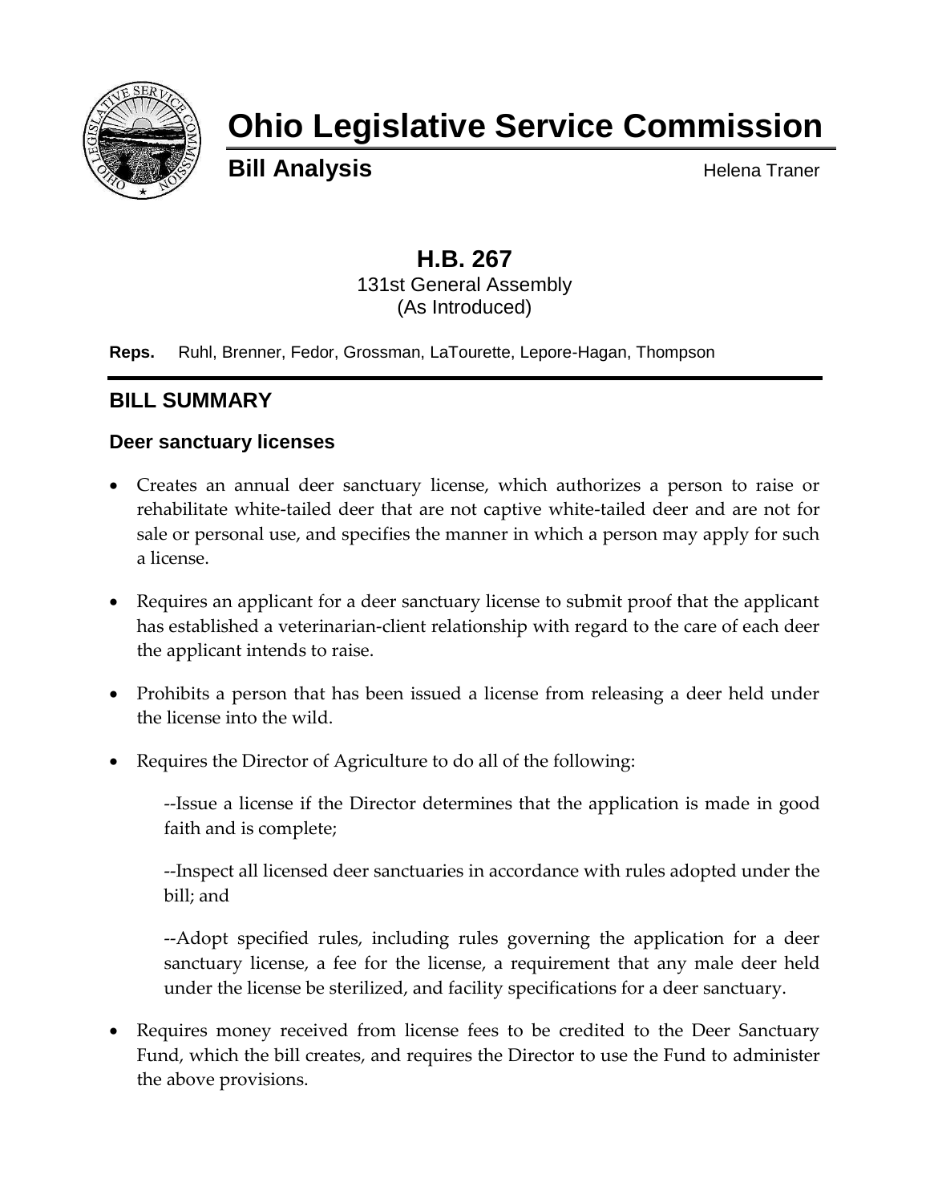# Ohio Legislative Service Commission

**Bill Analysis** Helena Traner

## H.B. 267

131st General Assembly
(As Introduced)

**Reps.** Ruhl, Brenner, Fedor, Grossman, LaTourette, Lepore-Hagan, Thompson

## BILL SUMMARY

### Deer sanctuary licenses

- Creates an annual deer sanctuary license, which authorizes a person to raise or rehabilitate white-tailed deer that are not captive white-tailed deer and are not for sale or personal use, and specifies the manner in which a person may apply for such a license.
- Requires an applicant for a deer sanctuary license to submit proof that the applicant has established a veterinarian-client relationship with regard to the care of each deer the applicant intends to raise.
- Prohibits a person that has been issued a license from releasing a deer held under the license into the wild.
- Requires the Director of Agriculture to do all of the following:

  --Issue a license if the Director determines that the application is made in good faith and is complete;

  --Inspect all licensed deer sanctuaries in accordance with rules adopted under the bill; and

  --Adopt specified rules, including rules governing the application for a deer sanctuary license, a fee for the license, a requirement that any male deer held under the license be sterilized, and facility specifications for a deer sanctuary.
- Requires money received from license fees to be credited to the Deer Sanctuary Fund, which the bill creates, and requires the Director to use the Fund to administer the above provisions.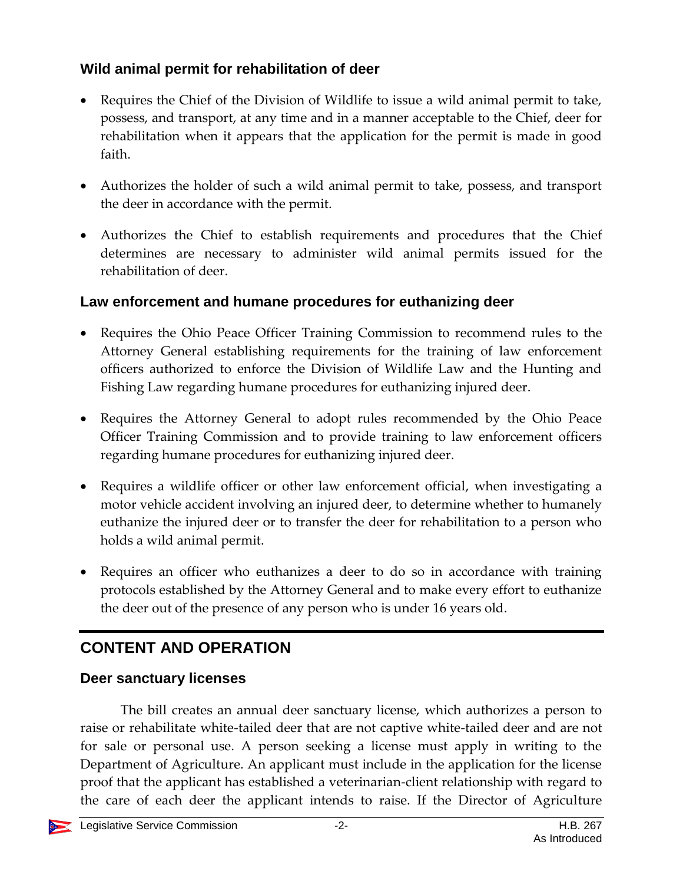### Wild animal permit for rehabilitation of deer

- Requires the Chief of the Division of Wildlife to issue a wild animal permit to take, possess, and transport, at any time and in a manner acceptable to the Chief, deer for rehabilitation when it appears that the application for the permit is made in good faith.
- Authorizes the holder of such a wild animal permit to take, possess, and transport the deer in accordance with the permit.
- Authorizes the Chief to establish requirements and procedures that the Chief determines are necessary to administer wild animal permits issued for the rehabilitation of deer.

### Law enforcement and humane procedures for euthanizing deer

- Requires the Ohio Peace Officer Training Commission to recommend rules to the Attorney General establishing requirements for the training of law enforcement officers authorized to enforce the Division of Wildlife Law and the Hunting and Fishing Law regarding humane procedures for euthanizing injured deer.
- Requires the Attorney General to adopt rules recommended by the Ohio Peace Officer Training Commission and to provide training to law enforcement officers regarding humane procedures for euthanizing injured deer.
- Requires a wildlife officer or other law enforcement official, when investigating a motor vehicle accident involving an injured deer, to determine whether to humanely euthanize the injured deer or to transfer the deer for rehabilitation to a person who holds a wild animal permit.
- Requires an officer who euthanizes a deer to do so in accordance with training protocols established by the Attorney General and to make every effort to euthanize the deer out of the presence of any person who is under 16 years old.

## CONTENT AND OPERATION

### Deer sanctuary licenses

The bill creates an annual deer sanctuary license, which authorizes a person to raise or rehabilitate white-tailed deer that are not captive white-tailed deer and are not for sale or personal use. A person seeking a license must apply in writing to the Department of Agriculture. An applicant must include in the application for the license proof that the applicant has established a veterinarian-client relationship with regard to the care of each deer the applicant intends to raise. If the Director of Agriculture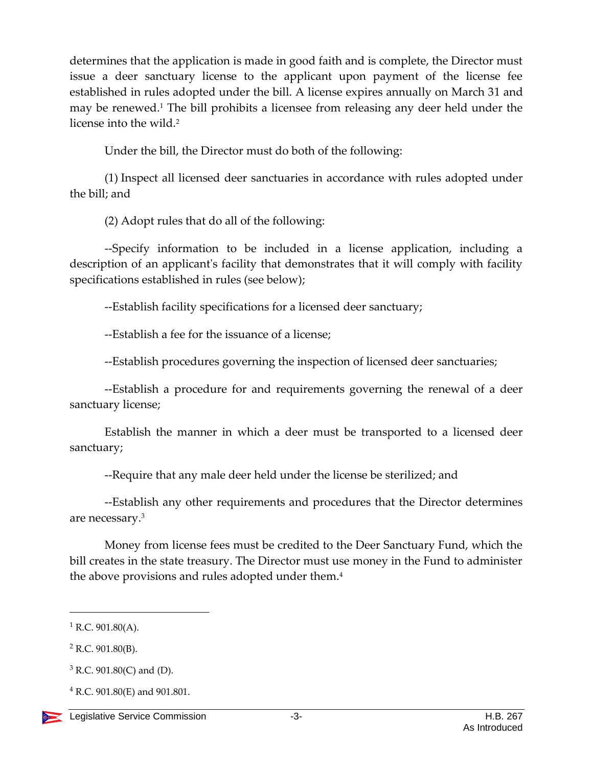determines that the application is made in good faith and is complete, the Director must issue a deer sanctuary license to the applicant upon payment of the license fee established in rules adopted under the bill. A license expires annually on March 31 and may be renewed.[1] The bill prohibits a licensee from releasing any deer held under the license into the wild.[2]

Under the bill, the Director must do both of the following:

(1) Inspect all licensed deer sanctuaries in accordance with rules adopted under the bill; and

(2) Adopt rules that do all of the following:

--Specify information to be included in a license application, including a description of an applicant's facility that demonstrates that it will comply with facility specifications established in rules (see below);

--Establish facility specifications for a licensed deer sanctuary;

--Establish a fee for the issuance of a license;

--Establish procedures governing the inspection of licensed deer sanctuaries;

--Establish a procedure for and requirements governing the renewal of a deer sanctuary license;

Establish the manner in which a deer must be transported to a licensed deer sanctuary;

--Require that any male deer held under the license be sterilized; and

--Establish any other requirements and procedures that the Director determines are necessary.[3]

Money from license fees must be credited to the Deer Sanctuary Fund, which the bill creates in the state treasury. The Director must use money in the Fund to administer the above provisions and rules adopted under them.[4]

---

[1] R.C. 901.80(A).

[2] R.C. 901.80(B).

[3] R.C. 901.80(C) and (D).

[4] R.C. 901.80(E) and 901.801.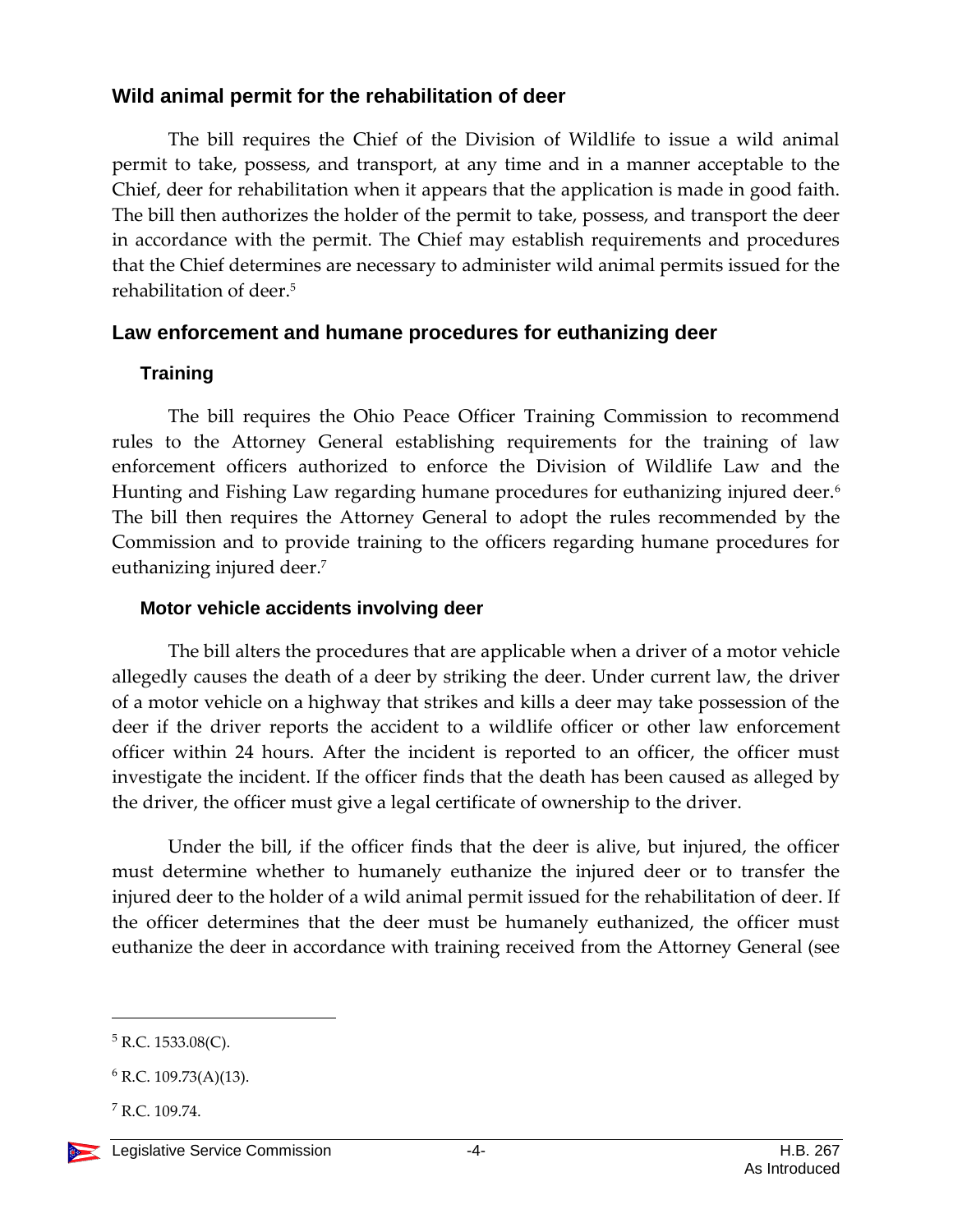## Wild animal permit for the rehabilitation of deer

The bill requires the Chief of the Division of Wildlife to issue a wild animal permit to take, possess, and transport, at any time and in a manner acceptable to the Chief, deer for rehabilitation when it appears that the application is made in good faith. The bill then authorizes the holder of the permit to take, possess, and transport the deer in accordance with the permit. The Chief may establish requirements and procedures that the Chief determines are necessary to administer wild animal permits issued for the rehabilitation of deer.[5]

## Law enforcement and humane procedures for euthanizing deer

### Training

The bill requires the Ohio Peace Officer Training Commission to recommend rules to the Attorney General establishing requirements for the training of law enforcement officers authorized to enforce the Division of Wildlife Law and the Hunting and Fishing Law regarding humane procedures for euthanizing injured deer.[6] The bill then requires the Attorney General to adopt the rules recommended by the Commission and to provide training to the officers regarding humane procedures for euthanizing injured deer.[7]

### Motor vehicle accidents involving deer

The bill alters the procedures that are applicable when a driver of a motor vehicle allegedly causes the death of a deer by striking the deer. Under current law, the driver of a motor vehicle on a highway that strikes and kills a deer may take possession of the deer if the driver reports the accident to a wildlife officer or other law enforcement officer within 24 hours. After the incident is reported to an officer, the officer must investigate the incident. If the officer finds that the death has been caused as alleged by the driver, the officer must give a legal certificate of ownership to the driver.

Under the bill, if the officer finds that the deer is alive, but injured, the officer must determine whether to humanely euthanize the injured deer or to transfer the injured deer to the holder of a wild animal permit issued for the rehabilitation of deer. If the officer determines that the deer must be humanely euthanized, the officer must euthanize the deer in accordance with training received from the Attorney General (see

---

[5] R.C. 1533.08(C).

[6] R.C. 109.73(A)(13).

[7] R.C. 109.74.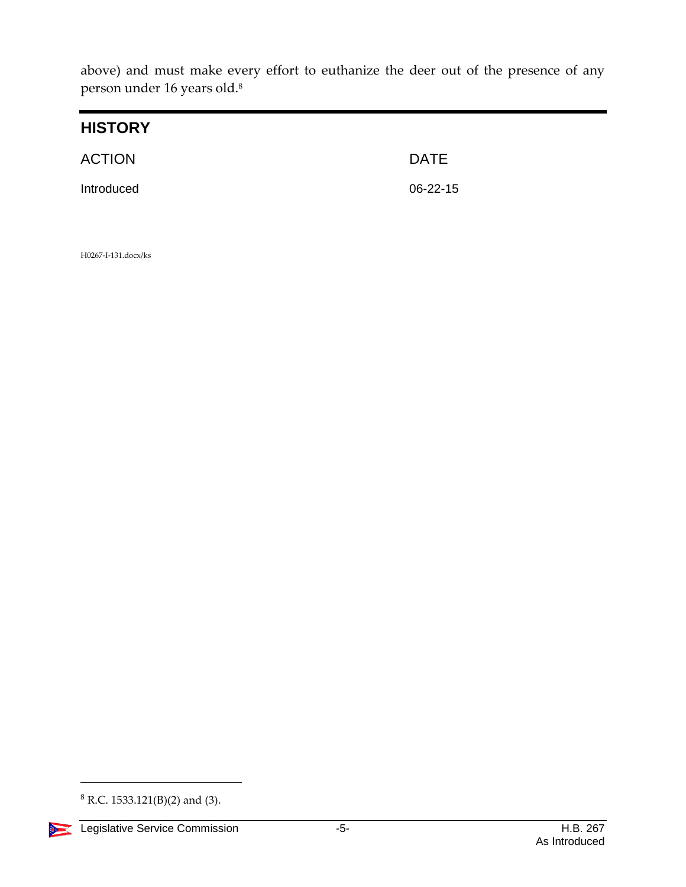above) and must make every effort to euthanize the deer out of the presence of any person under 16 years old.[8]

## HISTORY

| ACTION | DATE |
| --- | --- |
| Introduced | 06-22-15 |

H0267-I-131.docx/ks

[8] R.C. 1533.121(B)(2) and (3).